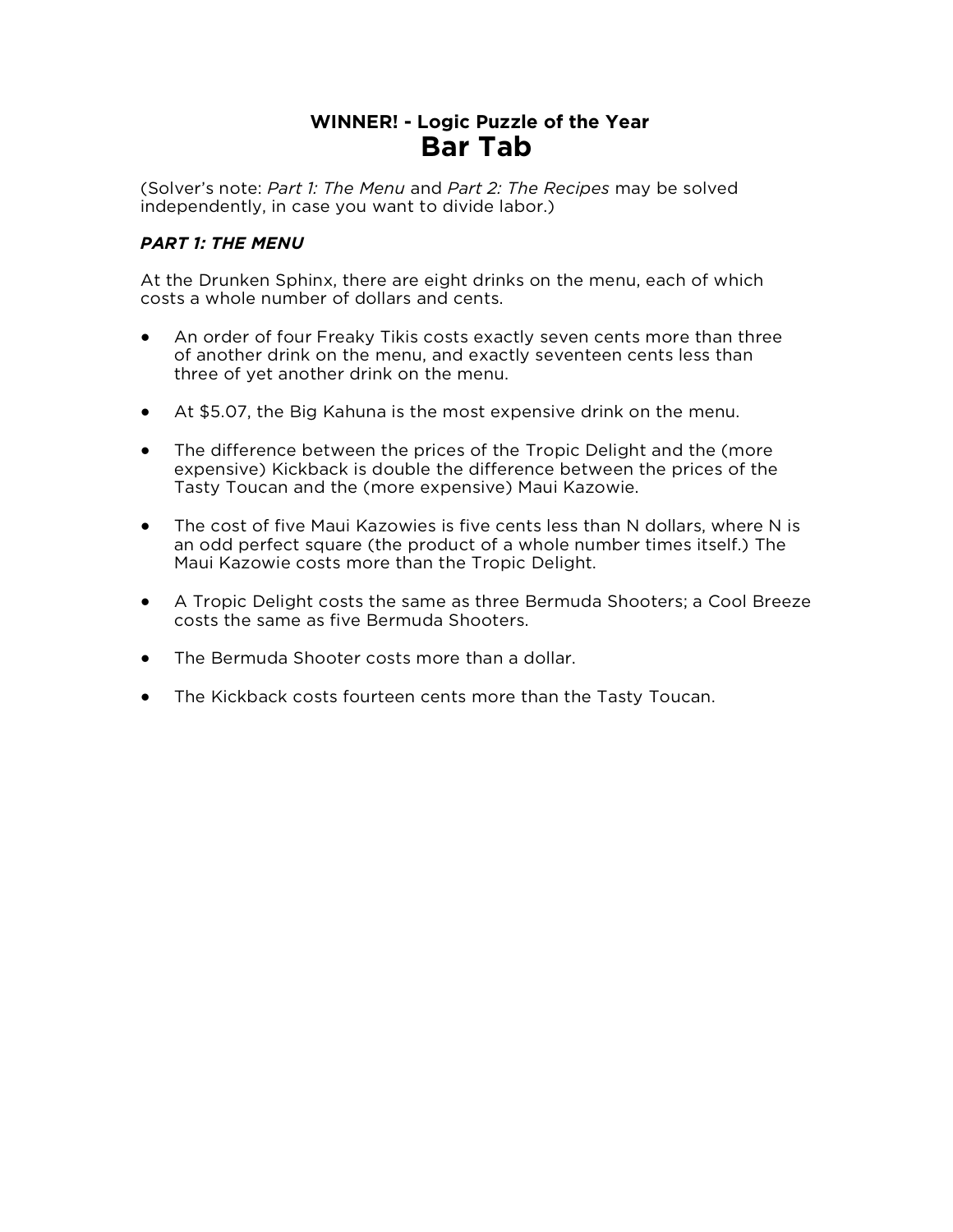**WINNER! - Logic Puzzle of the Year**

# Bar Tab

(Solver's note: *Part 1: The Menu* and *Part 2: The Recipes* may be solved independently, in case you want to divide labor.)

***PART 1: THE MENU***

At the Drunken Sphinx, there are eight drinks on the menu, each of which costs a whole number of dollars and cents.

- An order of four Freaky Tikis costs exactly seven cents more than three of another drink on the menu, and exactly seventeen cents less than three of yet another drink on the menu.
- At $5.07, the Big Kahuna is the most expensive drink on the menu.
- The difference between the prices of the Tropic Delight and the (more expensive) Kickback is double the difference between the prices of the Tasty Toucan and the (more expensive) Maui Kazowie.
- The cost of five Maui Kazowies is five cents less than N dollars, where N is an odd perfect square (the product of a whole number times itself.) The Maui Kazowie costs more than the Tropic Delight.
- A Tropic Delight costs the same as three Bermuda Shooters; a Cool Breeze costs the same as five Bermuda Shooters.
- The Bermuda Shooter costs more than a dollar.
- The Kickback costs fourteen cents more than the Tasty Toucan.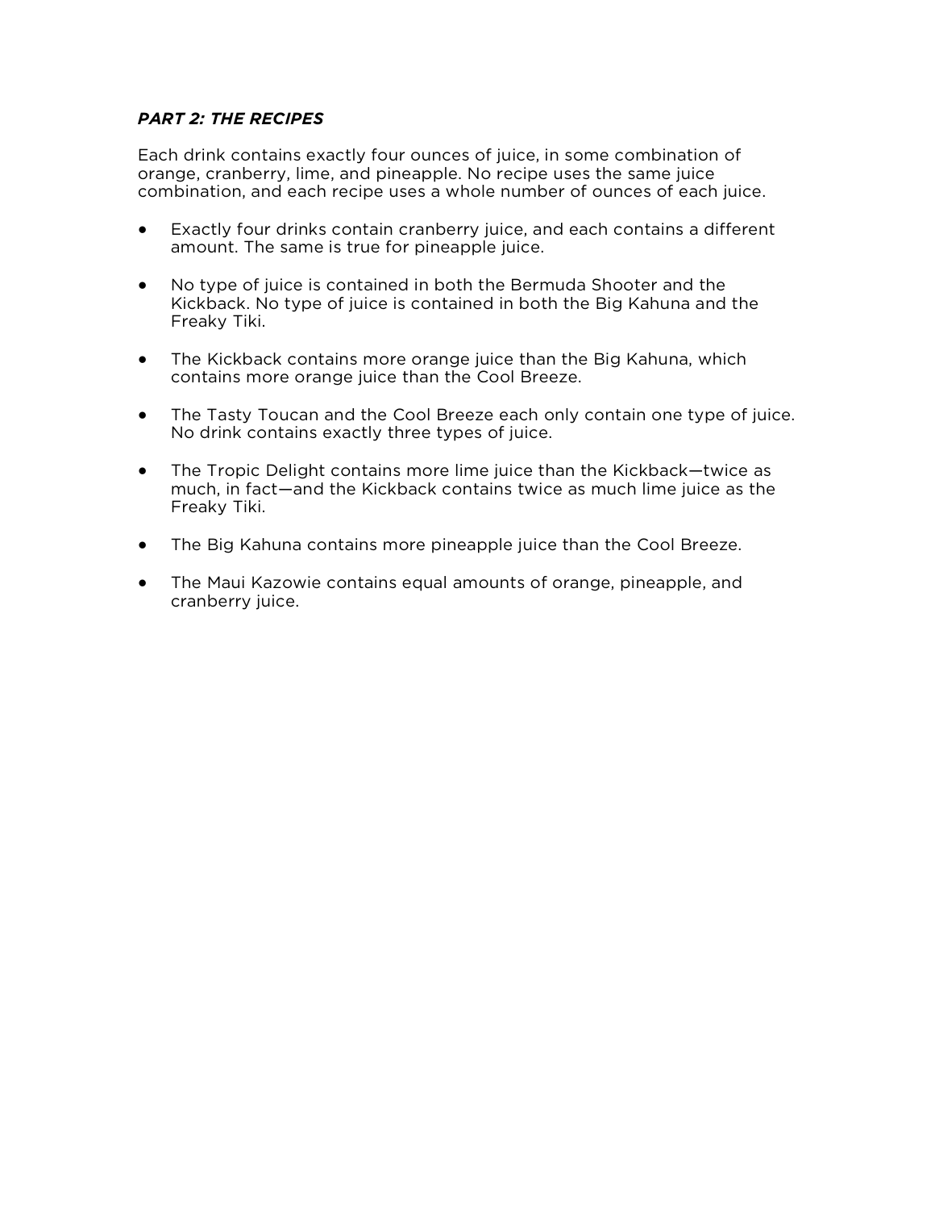***PART 2: THE RECIPES***

Each drink contains exactly four ounces of juice, in some combination of orange, cranberry, lime, and pineapple. No recipe uses the same juice combination, and each recipe uses a whole number of ounces of each juice.

- Exactly four drinks contain cranberry juice, and each contains a different amount. The same is true for pineapple juice.
- No type of juice is contained in both the Bermuda Shooter and the Kickback. No type of juice is contained in both the Big Kahuna and the Freaky Tiki.
- The Kickback contains more orange juice than the Big Kahuna, which contains more orange juice than the Cool Breeze.
- The Tasty Toucan and the Cool Breeze each only contain one type of juice. No drink contains exactly three types of juice.
- The Tropic Delight contains more lime juice than the Kickback—twice as much, in fact—and the Kickback contains twice as much lime juice as the Freaky Tiki.
- The Big Kahuna contains more pineapple juice than the Cool Breeze.
- The Maui Kazowie contains equal amounts of orange, pineapple, and cranberry juice.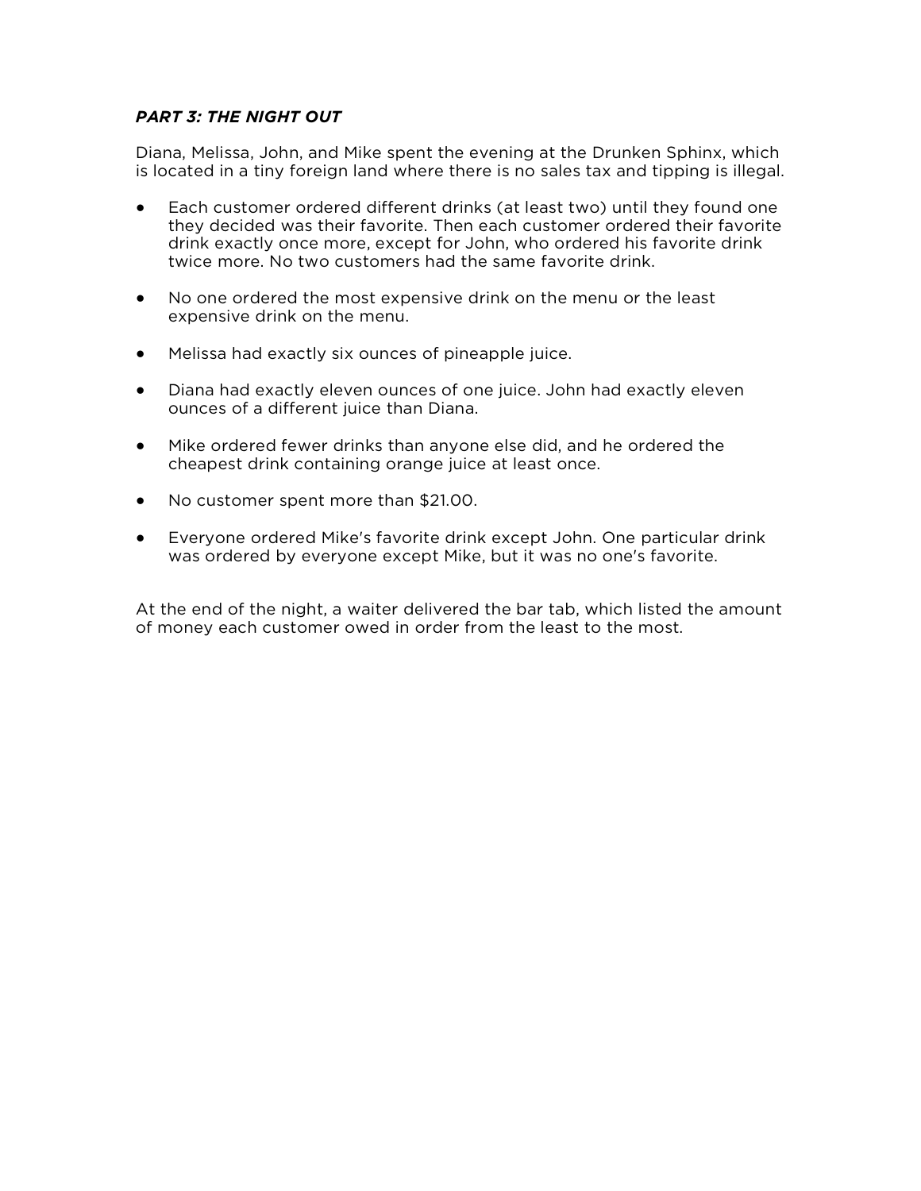***PART 3: THE NIGHT OUT***

Diana, Melissa, John, and Mike spent the evening at the Drunken Sphinx, which is located in a tiny foreign land where there is no sales tax and tipping is illegal.

- Each customer ordered different drinks (at least two) until they found one they decided was their favorite. Then each customer ordered their favorite drink exactly once more, except for John, who ordered his favorite drink twice more. No two customers had the same favorite drink.
- No one ordered the most expensive drink on the menu or the least expensive drink on the menu.
- Melissa had exactly six ounces of pineapple juice.
- Diana had exactly eleven ounces of one juice. John had exactly eleven ounces of a different juice than Diana.
- Mike ordered fewer drinks than anyone else did, and he ordered the cheapest drink containing orange juice at least once.
- No customer spent more than $21.00.
- Everyone ordered Mike's favorite drink except John. One particular drink was ordered by everyone except Mike, but it was no one's favorite.

At the end of the night, a waiter delivered the bar tab, which listed the amount of money each customer owed in order from the least to the most.